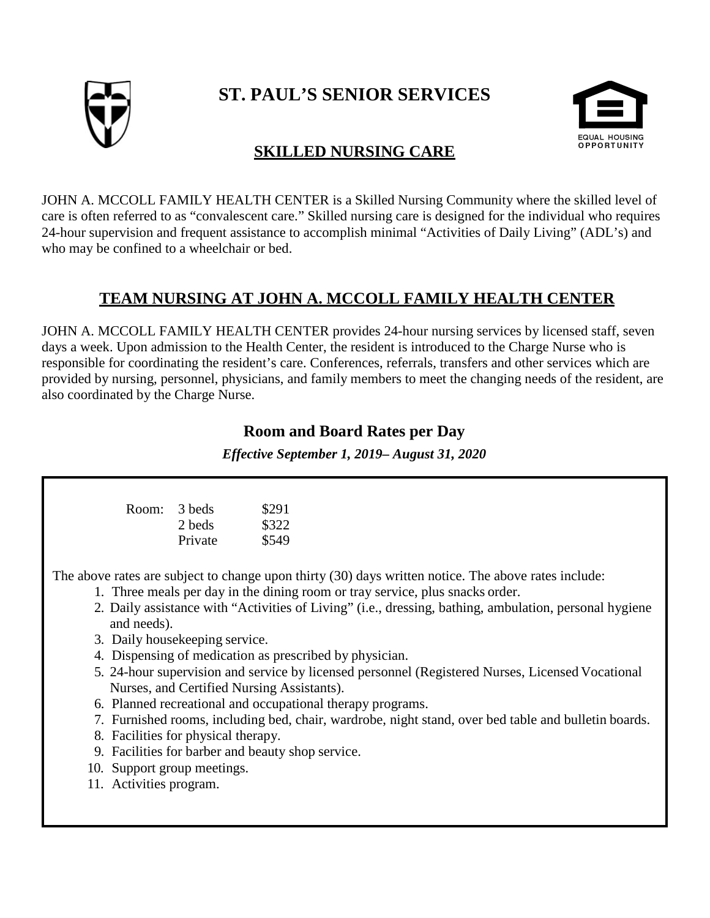# ST. PAUL'S SENIOR SERVICES

## SKILLED NURSING CARE

JOHN A. MCCOLL FAMILY HEALTH CENTER is a Skilled Nursing Community where the skilled level of care is often referred to as "convalescent care." Skilled nursing care is designed for the individual who requires 24-hour supervision and frequent assistance to accomplish minimal "Activities of Daily Living" (ADL's) and who may be confined to a wheelchair or bed.

## TEAM NURSING AT JOHN A. MCCOLL FAMILY HEALTH CENTER

JOHN A. MCCOLL FAMILY HEALTH CENTER provides 24-hour nursing services by licensed staff, seven days a week. Upon admission to the Health Center, the resident is introduced to the Charge Nurse who is responsible for coordinating the resident's care. Conferences, referrals, transfers and other services which are provided by nursing, personnel, physicians, and family members to meet the changing needs of the resident, are also coordinated by the Charge Nurse.

### Room and Board Rates per Day

***Effective September 1, 2019– August 31, 2020***

| Room: | | |
|---|---|---|
| | 3 beds | $291 |
| | 2 beds | $322 |
| | Private | $549 |

The above rates are subject to change upon thirty (30) days written notice. The above rates include:

1. Three meals per day in the dining room or tray service, plus snacks order.
2. Daily assistance with "Activities of Living" (i.e., dressing, bathing, ambulation, personal hygiene and needs).
3. Daily housekeeping service.
4. Dispensing of medication as prescribed by physician.
5. 24-hour supervision and service by licensed personnel (Registered Nurses, Licensed Vocational Nurses, and Certified Nursing Assistants).
6. Planned recreational and occupational therapy programs.
7. Furnished rooms, including bed, chair, wardrobe, night stand, over bed table and bulletin boards.
8. Facilities for physical therapy.
9. Facilities for barber and beauty shop service.
10. Support group meetings.
11. Activities program.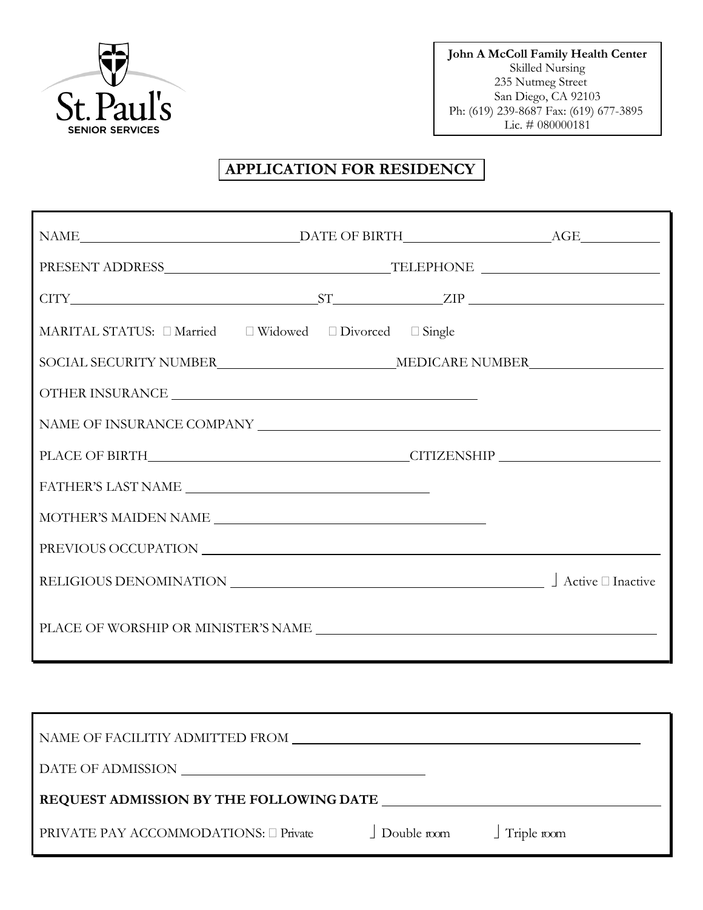St. Paul's SENIOR SERVICES

**John A McColl Family Health Center**
Skilled Nursing
235 Nutmeg Street
San Diego, CA 92103
Ph: (619) 239-8687 Fax: (619) 677-3895
Lic. # 080000181

# APPLICATION FOR RESIDENCY

NAME ______________________ DATE OF BIRTH ______________________ AGE __________

PRESENT ADDRESS ______________________ TELEPHONE ______________________

CITY ______________________ ST __________ ZIP ______________________

MARITAL STATUS: ☐ Married ☐ Widowed ☐ Divorced ☐ Single

SOCIAL SECURITY NUMBER ______________________ MEDICARE NUMBER ______________________

OTHER INSURANCE ______________________

NAME OF INSURANCE COMPANY ______________________

PLACE OF BIRTH ______________________ CITIZENSHIP ______________________

FATHER'S LAST NAME ______________________

MOTHER'S MAIDEN NAME ______________________

PREVIOUS OCCUPATION ______________________

RELIGIOUS DENOMINATION ______________________ ☐ Active ☐ Inactive

PLACE OF WORSHIP OR MINISTER'S NAME ______________________

NAME OF FACILITIY ADMITTED FROM ______________________

DATE OF ADMISSION ______________________

**REQUEST ADMISSION BY THE FOLLOWING DATE** ______________________

PRIVATE PAY ACCOMMODATIONS: ☐ Private ☐ Double room ☐ Triple room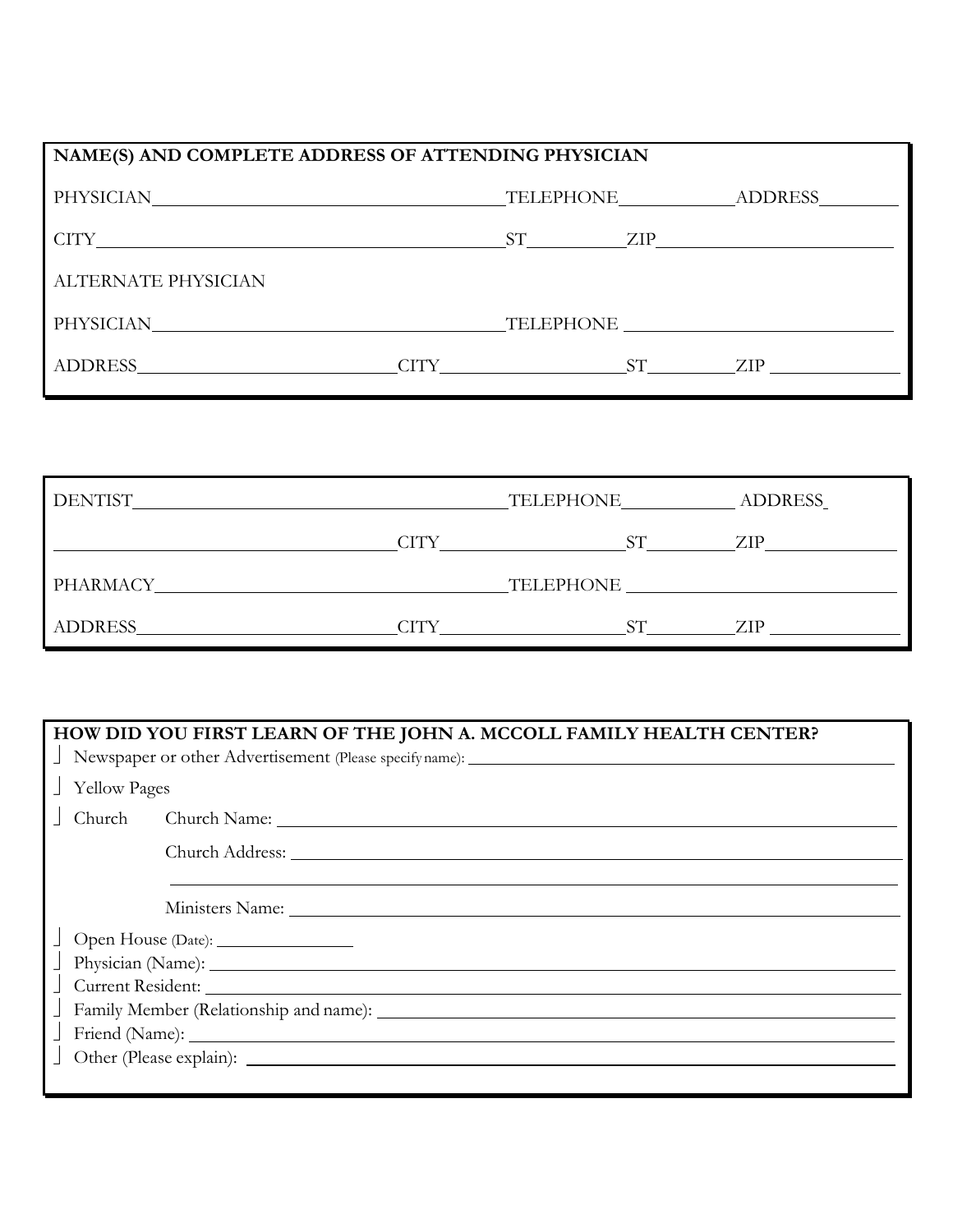**NAME(S) AND COMPLETE ADDRESS OF ATTENDING PHYSICIAN**

PHYSICIAN_______________________________ TELEPHONE___________ ADDRESS________

CITY_____________________________________ ST__________ ZIP______________________

ALTERNATE PHYSICIAN

PHYSICIAN_______________________________ TELEPHONE __________________________

ADDRESS_______________________ CITY__________________ ST_________ ZIP ____________

---

DENTIST_________________________________ TELEPHONE___________ ADDRESS

________________________________ CITY__________________ ST_________ ZIP____________

PHARMACY_______________________________ TELEPHONE __________________________

ADDRESS_______________________ CITY__________________ ST_________ ZIP ____________

---

**HOW DID YOU FIRST LEARN OF THE JOHN A. MCCOLL FAMILY HEALTH CENTER?**

- ☐ Newspaper or other Advertisement (Please specify name): ____________________________
- ☐ Yellow Pages
- ☐ Church    Church Name: ____________________________

  Church Address: ____________________________

  ____________________________

  Ministers Name: ____________________________
- ☐ Open House (Date): ______________
- ☐ Physician (Name): ____________________________
- ☐ Current Resident: ____________________________
- ☐ Family Member (Relationship and name): ____________________________
- ☐ Friend (Name): ____________________________
- ☐ Other (Please explain): ____________________________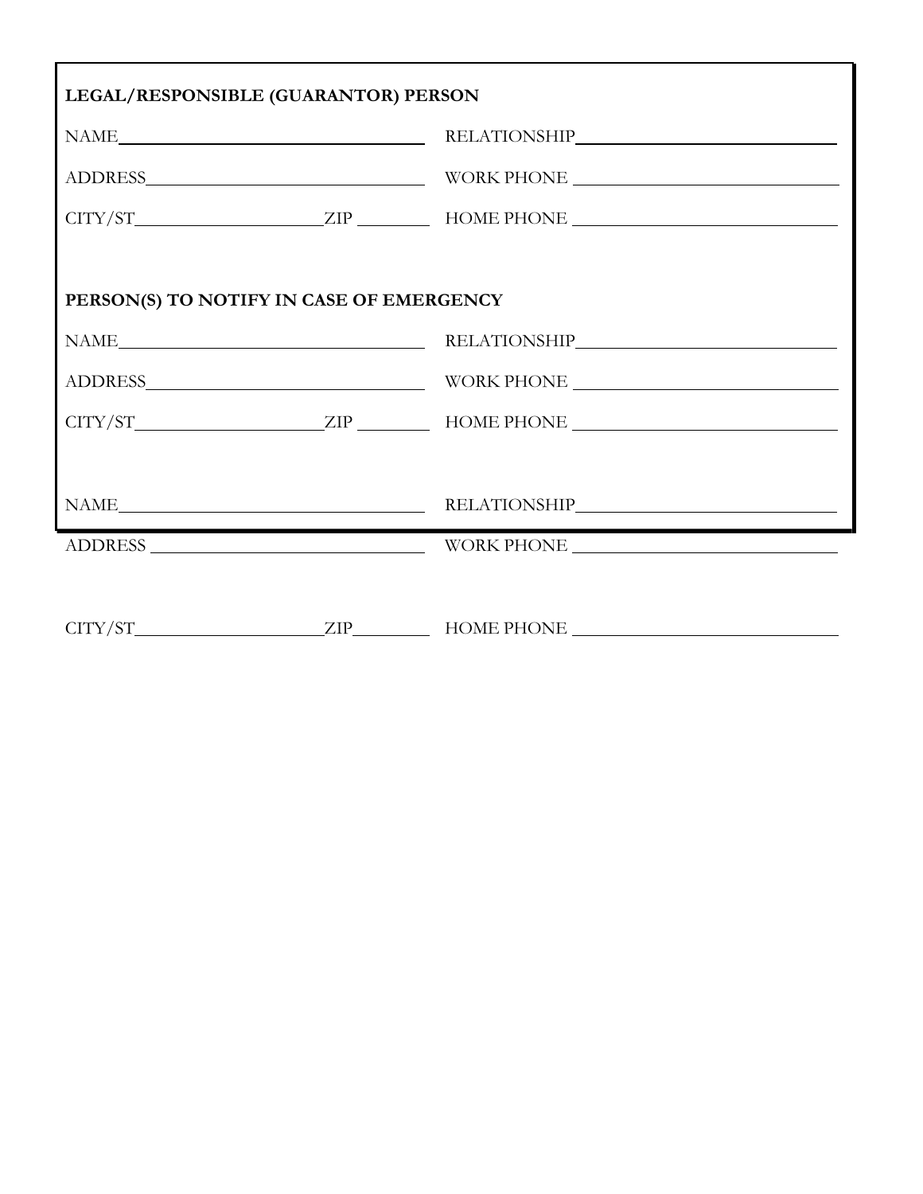**LEGAL/RESPONSIBLE (GUARANTOR) PERSON**

NAME\_\_\_\_\_\_\_\_\_\_\_\_\_\_\_\_\_\_\_\_\_\_\_\_\_\_\_\_\_\_ RELATIONSHIP\_\_\_\_\_\_\_\_\_\_\_\_\_\_\_\_\_\_\_\_\_\_\_\_\_\_

ADDRESS\_\_\_\_\_\_\_\_\_\_\_\_\_\_\_\_\_\_\_\_\_\_\_\_\_\_\_\_ WORK PHONE \_\_\_\_\_\_\_\_\_\_\_\_\_\_\_\_\_\_\_\_\_\_\_\_\_\_

CITY/ST\_\_\_\_\_\_\_\_\_\_\_\_\_\_\_\_\_\_\_ZIP \_\_\_\_\_\_\_\_ HOME PHONE \_\_\_\_\_\_\_\_\_\_\_\_\_\_\_\_\_\_\_\_\_\_\_\_\_\_

**PERSON(S) TO NOTIFY IN CASE OF EMERGENCY**

NAME\_\_\_\_\_\_\_\_\_\_\_\_\_\_\_\_\_\_\_\_\_\_\_\_\_\_\_\_\_\_ RELATIONSHIP\_\_\_\_\_\_\_\_\_\_\_\_\_\_\_\_\_\_\_\_\_\_\_\_\_\_

ADDRESS\_\_\_\_\_\_\_\_\_\_\_\_\_\_\_\_\_\_\_\_\_\_\_\_\_\_\_\_ WORK PHONE \_\_\_\_\_\_\_\_\_\_\_\_\_\_\_\_\_\_\_\_\_\_\_\_\_\_

CITY/ST\_\_\_\_\_\_\_\_\_\_\_\_\_\_\_\_\_\_\_ZIP \_\_\_\_\_\_\_\_ HOME PHONE \_\_\_\_\_\_\_\_\_\_\_\_\_\_\_\_\_\_\_\_\_\_\_\_\_\_

NAME\_\_\_\_\_\_\_\_\_\_\_\_\_\_\_\_\_\_\_\_\_\_\_\_\_\_\_\_\_\_ RELATIONSHIP\_\_\_\_\_\_\_\_\_\_\_\_\_\_\_\_\_\_\_\_\_\_\_\_\_\_

ADDRESS \_\_\_\_\_\_\_\_\_\_\_\_\_\_\_\_\_\_\_\_\_\_\_\_\_\_\_\_ WORK PHONE \_\_\_\_\_\_\_\_\_\_\_\_\_\_\_\_\_\_\_\_\_\_\_\_\_\_

CITY/ST\_\_\_\_\_\_\_\_\_\_\_\_\_\_\_\_\_\_\_ZIP\_\_\_\_\_\_\_\_ HOME PHONE \_\_\_\_\_\_\_\_\_\_\_\_\_\_\_\_\_\_\_\_\_\_\_\_\_\_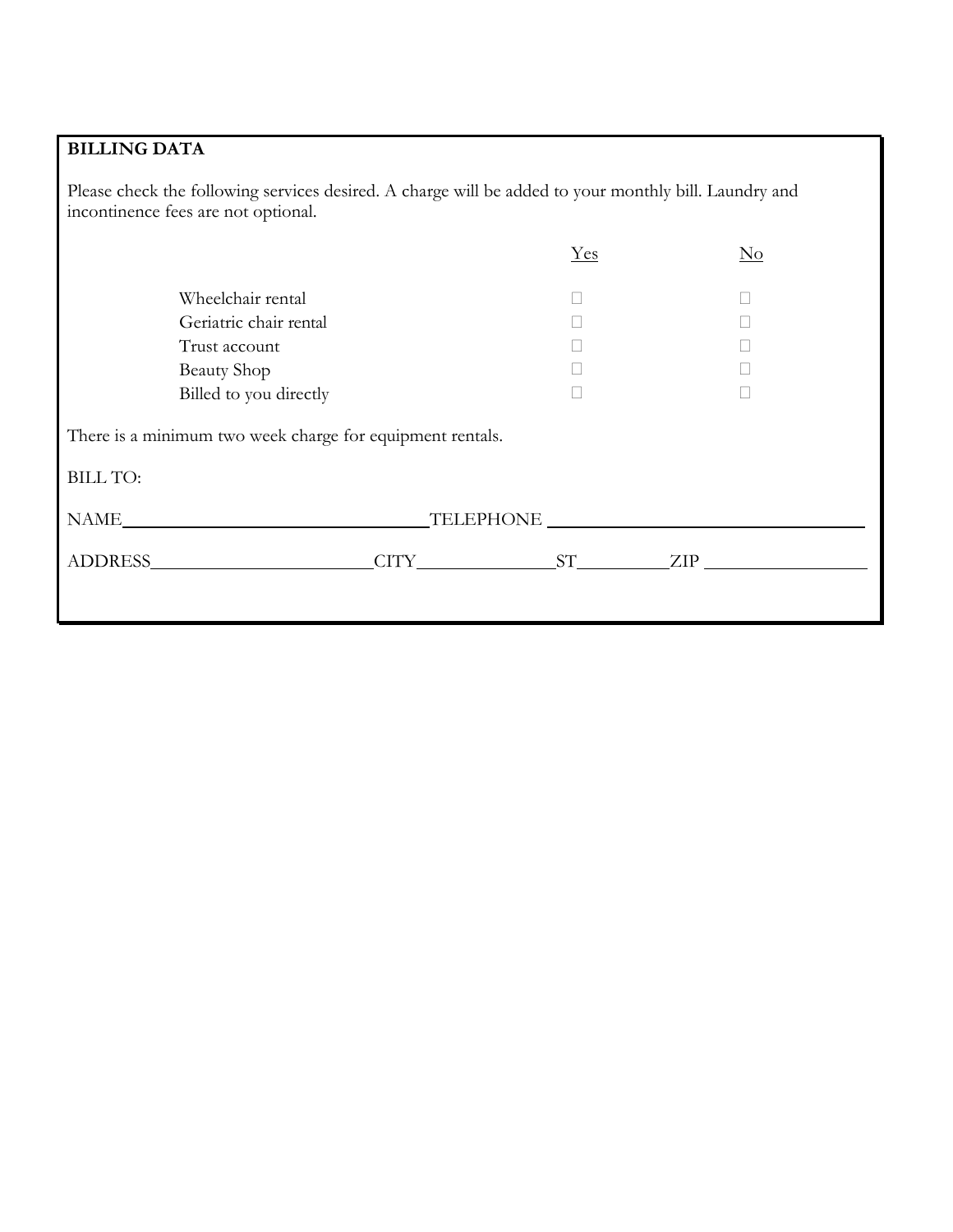**BILLING DATA**

Please check the following services desired. A charge will be added to your monthly bill. Laundry and incontinence fees are not optional.

| | Yes | No |
|---|---|---|
| Wheelchair rental | ☐ | ☐ |
| Geriatric chair rental | ☐ | ☐ |
| Trust account | ☐ | ☐ |
| Beauty Shop | ☐ | ☐ |
| Billed to you directly | ☐ | ☐ |

There is a minimum two week charge for equipment rentals.

BILL TO:

NAME________________________________TELEPHONE ________________________________

ADDRESS______________________CITY______________ST_________ZIP ________________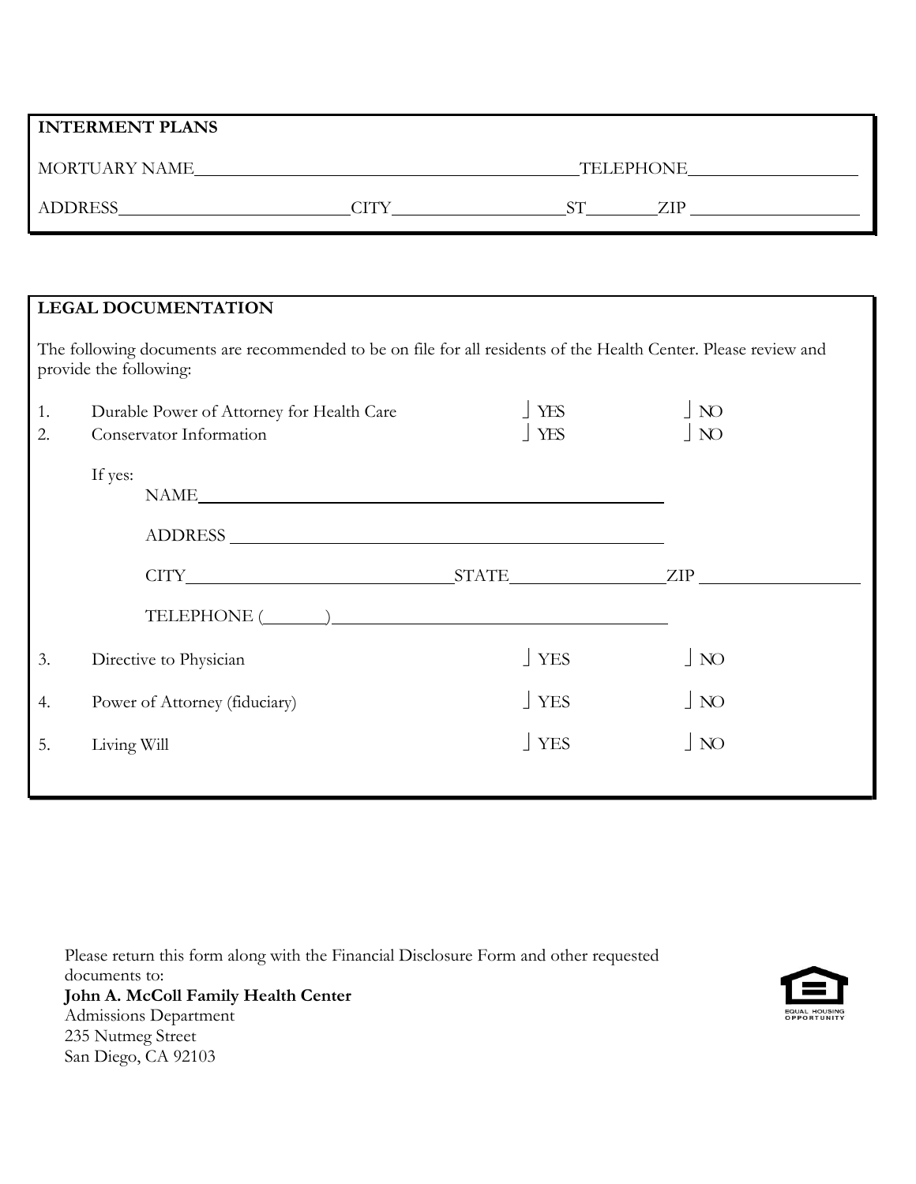**INTERMENT PLANS**

MORTUARY NAME\_\_\_\_\_\_\_\_\_\_\_\_\_\_\_\_\_\_\_\_\_\_\_\_\_\_\_\_\_\_\_\_\_\_\_\_\_\_\_\_TELEPHONE\_\_\_\_\_\_\_\_\_\_\_\_\_\_\_\_\_\_\_\_

ADDRESS\_\_\_\_\_\_\_\_\_\_\_\_\_\_\_\_\_\_\_\_\_\_\_\_\_\_CITY\_\_\_\_\_\_\_\_\_\_\_\_\_\_\_\_\_\_\_\_ST\_\_\_\_\_\_\_\_ZIP \_\_\_\_\_\_\_\_\_\_\_\_\_\_\_\_\_\_\_\_

**LEGAL DOCUMENTATION**

The following documents are recommended to be on file for all residents of the Health Center. Please review and provide the following:

1. Durable Power of Attorney for Health Care ⌋ YES ⌋ NO
2. Conservator Information ⌋ YES ⌋ NO

   If yes:

   NAME\_\_\_\_\_\_\_\_\_\_\_\_\_\_\_\_\_\_\_\_\_\_\_\_\_\_\_\_\_\_\_\_\_\_\_\_\_\_\_\_\_\_\_\_\_\_\_\_\_\_\_\_

   ADDRESS \_\_\_\_\_\_\_\_\_\_\_\_\_\_\_\_\_\_\_\_\_\_\_\_\_\_\_\_\_\_\_\_\_\_\_\_\_\_\_\_\_\_\_\_\_\_\_\_\_\_

   CITY\_\_\_\_\_\_\_\_\_\_\_\_\_\_\_\_\_\_\_\_\_\_\_\_\_\_\_\_\_\_\_STATE\_\_\_\_\_\_\_\_\_\_\_\_\_\_\_\_\_\_ZIP \_\_\_\_\_\_\_\_\_\_\_\_\_\_\_\_\_\_\_\_

   TELEPHONE (\_\_\_\_\_\_\_)\_\_\_\_\_\_\_\_\_\_\_\_\_\_\_\_\_\_\_\_\_\_\_\_\_\_\_\_\_\_\_\_\_\_\_\_\_\_\_\_\_

3. Directive to Physician ⌋ YES ⌋ NO
4. Power of Attorney (fiduciary) ⌋ YES ⌋ NO
5. Living Will ⌋ YES ⌋ NO

Please return this form along with the Financial Disclosure Form and other requested documents to:
**John A. McColl Family Health Center**
Admissions Department
235 Nutmeg Street
San Diego, CA 92103

EQUAL HOUSING OPPORTUNITY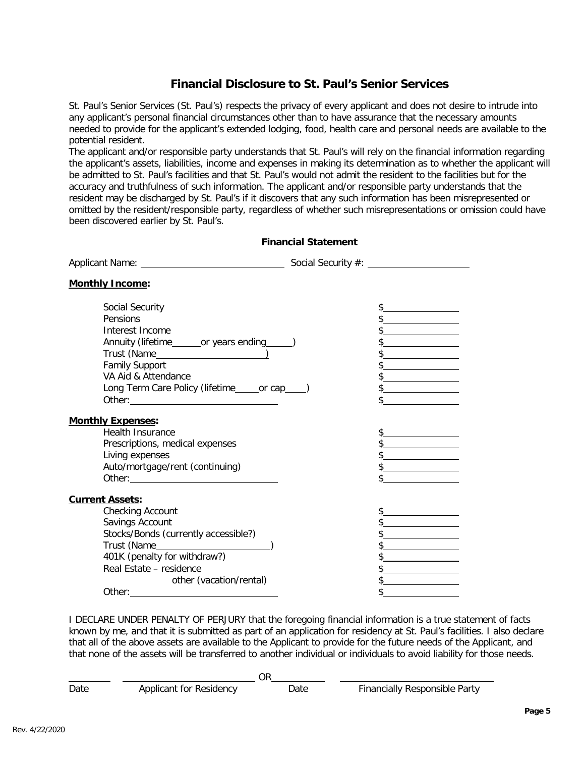## Financial Disclosure to St. Paul's Senior Services

St. Paul's Senior Services (St. Paul's) respects the privacy of every applicant and does not desire to intrude into any applicant's personal financial circumstances other than to have assurance that the necessary amounts needed to provide for the applicant's extended lodging, food, health care and personal needs are available to the potential resident.

The applicant and/or responsible party understands that St. Paul's will rely on the financial information regarding the applicant's assets, liabilities, income and expenses in making its determination as to whether the applicant will be admitted to St. Paul's facilities and that St. Paul's would not admit the resident to the facilities but for the accuracy and truthfulness of such information. The applicant and/or responsible party understands that the resident may be discharged by St. Paul's if it discovers that any such information has been misrepresented or omitted by the resident/responsible party, regardless of whether such misrepresentations or omission could have been discovered earlier by St. Paul's.

### Financial Statement

Applicant Name: ______________________________ Social Security #: ____________________

**Monthly Income:**

| | |
|---|---|
| Social Security | $__________ |
| Pensions | $__________ |
| Interest Income | $__________ |
| Annuity (lifetime______or years ending______) | $__________ |
| Trust (Name______________________) | $__________ |
| Family Support | $__________ |
| VA Aid & Attendance | $__________ |
| Long Term Care Policy (lifetime_____or cap____) | $__________ |
| Other:______________________________ | $__________ |

**Monthly Expenses:**

| | |
|---|---|
| Health Insurance | $__________ |
| Prescriptions, medical expenses | $__________ |
| Living expenses | $__________ |
| Auto/mortgage/rent (continuing) | $__________ |
| Other:______________________________ | $__________ |

**Current Assets:**

| | |
|---|---|
| Checking Account | $__________ |
| Savings Account | $__________ |
| Stocks/Bonds (currently accessible?) | $__________ |
| Trust (Name______________________) | $__________ |
| 401K (penalty for withdraw?) | $__________ |
| Real Estate – residence | $__________ |
| other (vacation/rental) | $__________ |
| Other:______________________________ | $__________ |

I DECLARE UNDER PENALTY OF PERJURY that the foregoing financial information is a true statement of facts known by me, and that it is submitted as part of an application for residency at St. Paul's facilities. I also declare that all of the above assets are available to the Applicant to provide for the future needs of the Applicant, and that none of the assets will be transferred to another individual or individuals to avoid liability for those needs.

________ __________________________ OR __________ ______________________________

Date Applicant for Residency Date Financially Responsible Party

Rev. 4/22/2020